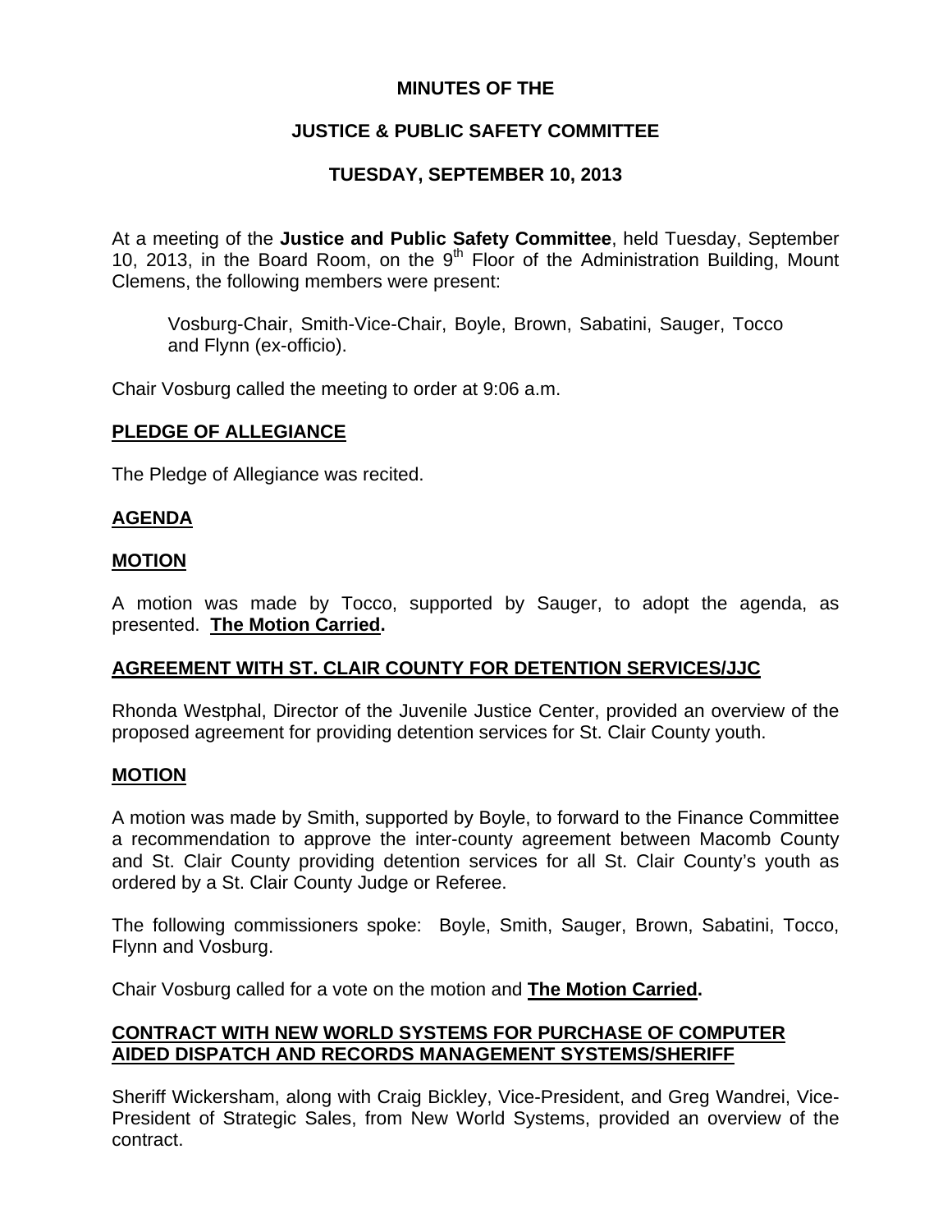# MINUTES OF THE

# JUSTICE & PUBLIC SAFETY COMMITTEE

# TUESDAY, SEPTEMBER 10, 2013

At a meeting of the **Justice and Public Safety Committee**, held Tuesday, September 10, 2013, in the Board Room, on the 9th Floor of the Administration Building, Mount Clemens, the following members were present:

> Vosburg-Chair, Smith-Vice-Chair, Boyle, Brown, Sabatini, Sauger, Tocco and Flynn (ex-officio).

Chair Vosburg called the meeting to order at 9:06 a.m.

## **PLEDGE OF ALLEGIANCE**

The Pledge of Allegiance was recited.

## **AGENDA**

## **MOTION**

A motion was made by Tocco, supported by Sauger, to adopt the agenda, as presented. **The Motion Carried.**

## **AGREEMENT WITH ST. CLAIR COUNTY FOR DETENTION SERVICES/JJC**

Rhonda Westphal, Director of the Juvenile Justice Center, provided an overview of the proposed agreement for providing detention services for St. Clair County youth.

## **MOTION**

A motion was made by Smith, supported by Boyle, to forward to the Finance Committee a recommendation to approve the inter-county agreement between Macomb County and St. Clair County providing detention services for all St. Clair County's youth as ordered by a St. Clair County Judge or Referee.

The following commissioners spoke: Boyle, Smith, Sauger, Brown, Sabatini, Tocco, Flynn and Vosburg.

Chair Vosburg called for a vote on the motion and **The Motion Carried.**

## **CONTRACT WITH NEW WORLD SYSTEMS FOR PURCHASE OF COMPUTER AIDED DISPATCH AND RECORDS MANAGEMENT SYSTEMS/SHERIFF**

Sheriff Wickersham, along with Craig Bickley, Vice-President, and Greg Wandrei, Vice-President of Strategic Sales, from New World Systems, provided an overview of the contract.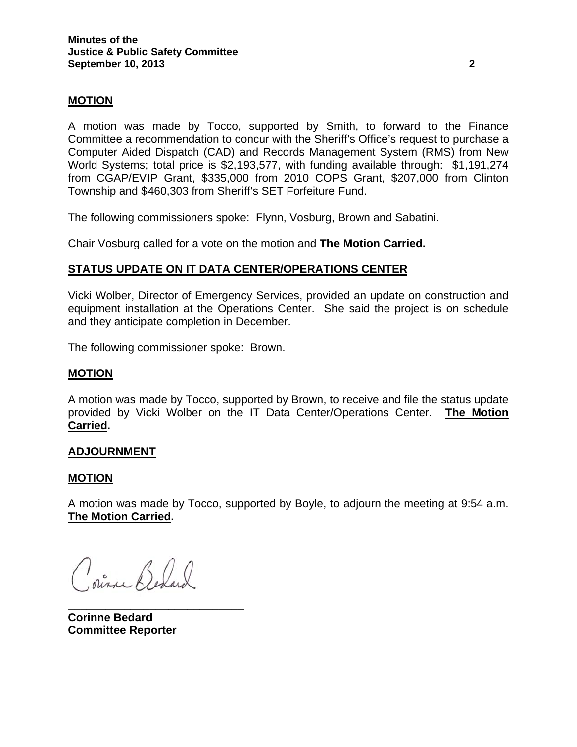**MOTION**

A motion was made by Tocco, supported by Smith, to forward to the Finance Committee a recommendation to concur with the Sheriff's Office's request to purchase a Computer Aided Dispatch (CAD) and Records Management System (RMS) from New World Systems; total price is $2,193,577, with funding available through: $1,191,274 from CGAP/EVIP Grant, $335,000 from 2010 COPS Grant, $207,000 from Clinton Township and $460,303 from Sheriff's SET Forfeiture Fund.

The following commissioners spoke: Flynn, Vosburg, Brown and Sabatini.

Chair Vosburg called for a vote on the motion and **The Motion Carried.**

**STATUS UPDATE ON IT DATA CENTER/OPERATIONS CENTER**

Vicki Wolber, Director of Emergency Services, provided an update on construction and equipment installation at the Operations Center. She said the project is on schedule and they anticipate completion in December.

The following commissioner spoke: Brown.

**MOTION**

A motion was made by Tocco, supported by Brown, to receive and file the status update provided by Vicki Wolber on the IT Data Center/Operations Center. **The Motion Carried.**

**ADJOURNMENT**

**MOTION**

A motion was made by Tocco, supported by Boyle, to adjourn the meeting at 9:54 a.m. **The Motion Carried.**

Corinne Bedard

\_\_\_\_\_\_\_\_\_\_\_\_\_\_\_\_\_\_\_\_\_\_\_\_\_\_\_\_\_\_

**Corinne Bedard**
**Committee Reporter**